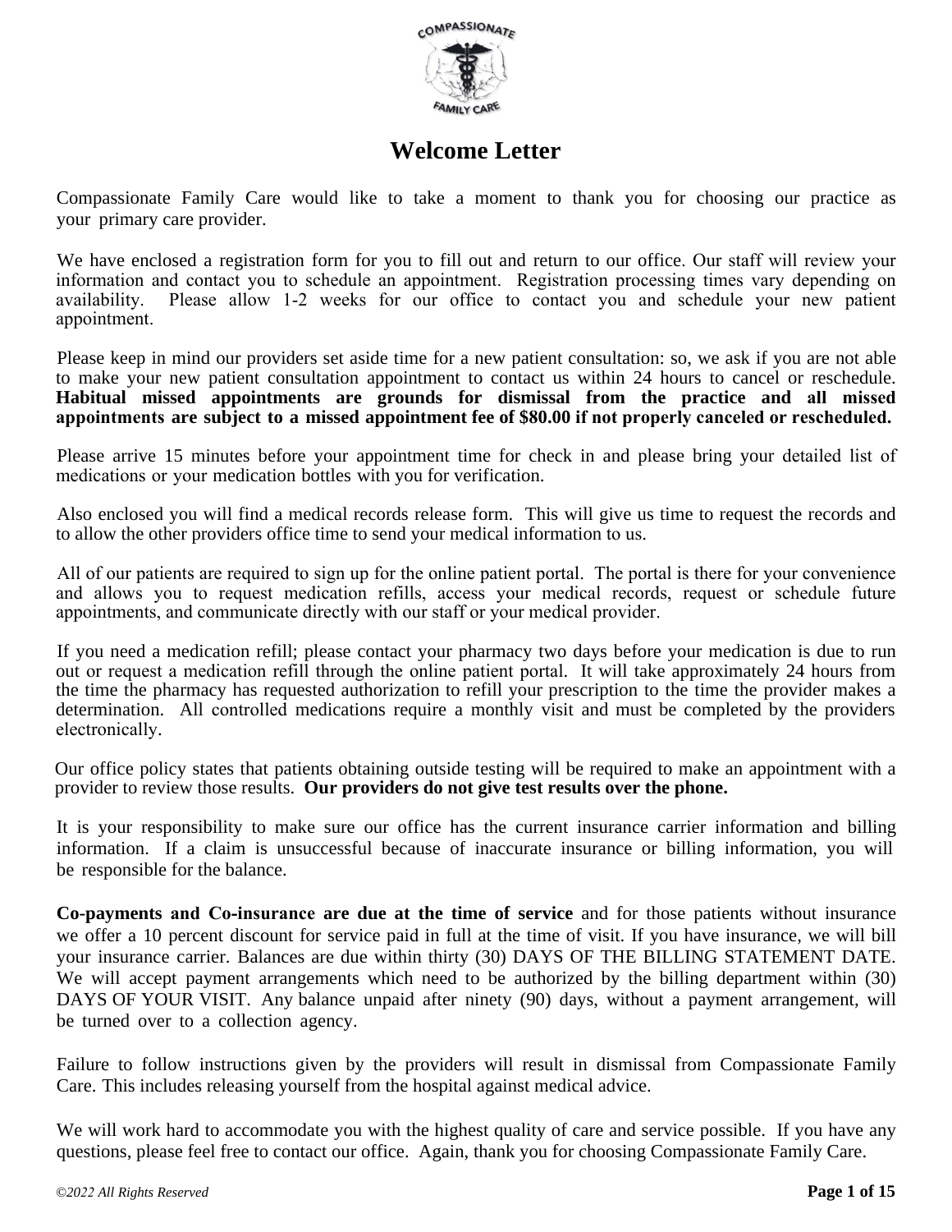# Welcome Letter

Compassionate Family Care would like to take a moment to thank you for choosing our practice as your primary care provider.

We have enclosed a registration form for you to fill out and return to our office. Our staff will review your information and contact you to schedule an appointment. Registration processing times vary depending on availability. Please allow 1-2 weeks for our office to contact you and schedule your new patient appointment.

Please keep in mind our providers set aside time for a new patient consultation: so, we ask if you are not able to make your new patient consultation appointment to contact us within 24 hours to cancel or reschedule. **Habitual missed appointments are grounds for dismissal from the practice and all missed appointments are subject to a missed appointment fee of $80.00 if not properly canceled or rescheduled.**

Please arrive 15 minutes before your appointment time for check in and please bring your detailed list of medications or your medication bottles with you for verification.

Also enclosed you will find a medical records release form. This will give us time to request the records and to allow the other providers office time to send your medical information to us.

All of our patients are required to sign up for the online patient portal. The portal is there for your convenience and allows you to request medication refills, access your medical records, request or schedule future appointments, and communicate directly with our staff or your medical provider.

If you need a medication refill; please contact your pharmacy two days before your medication is due to run out or request a medication refill through the online patient portal. It will take approximately 24 hours from the time the pharmacy has requested authorization to refill your prescription to the time the provider makes a determination. All controlled medications require a monthly visit and must be completed by the providers electronically.

Our office policy states that patients obtaining outside testing will be required to make an appointment with a provider to review those results. **Our providers do not give test results over the phone.**

It is your responsibility to make sure our office has the current insurance carrier information and billing information. If a claim is unsuccessful because of inaccurate insurance or billing information, you will be responsible for the balance.

**Co-payments and Co-insurance are due at the time of service** and for those patients without insurance we offer a 10 percent discount for service paid in full at the time of visit. If you have insurance, we will bill your insurance carrier. Balances are due within thirty (30) DAYS OF THE BILLING STATEMENT DATE. We will accept payment arrangements which need to be authorized by the billing department within (30) DAYS OF YOUR VISIT. Any balance unpaid after ninety (90) days, without a payment arrangement, will be turned over to a collection agency.

Failure to follow instructions given by the providers will result in dismissal from Compassionate Family Care. This includes releasing yourself from the hospital against medical advice.

We will work hard to accommodate you with the highest quality of care and service possible. If you have any questions, please feel free to contact our office. Again, thank you for choosing Compassionate Family Care.

*©2022 All Rights Reserved*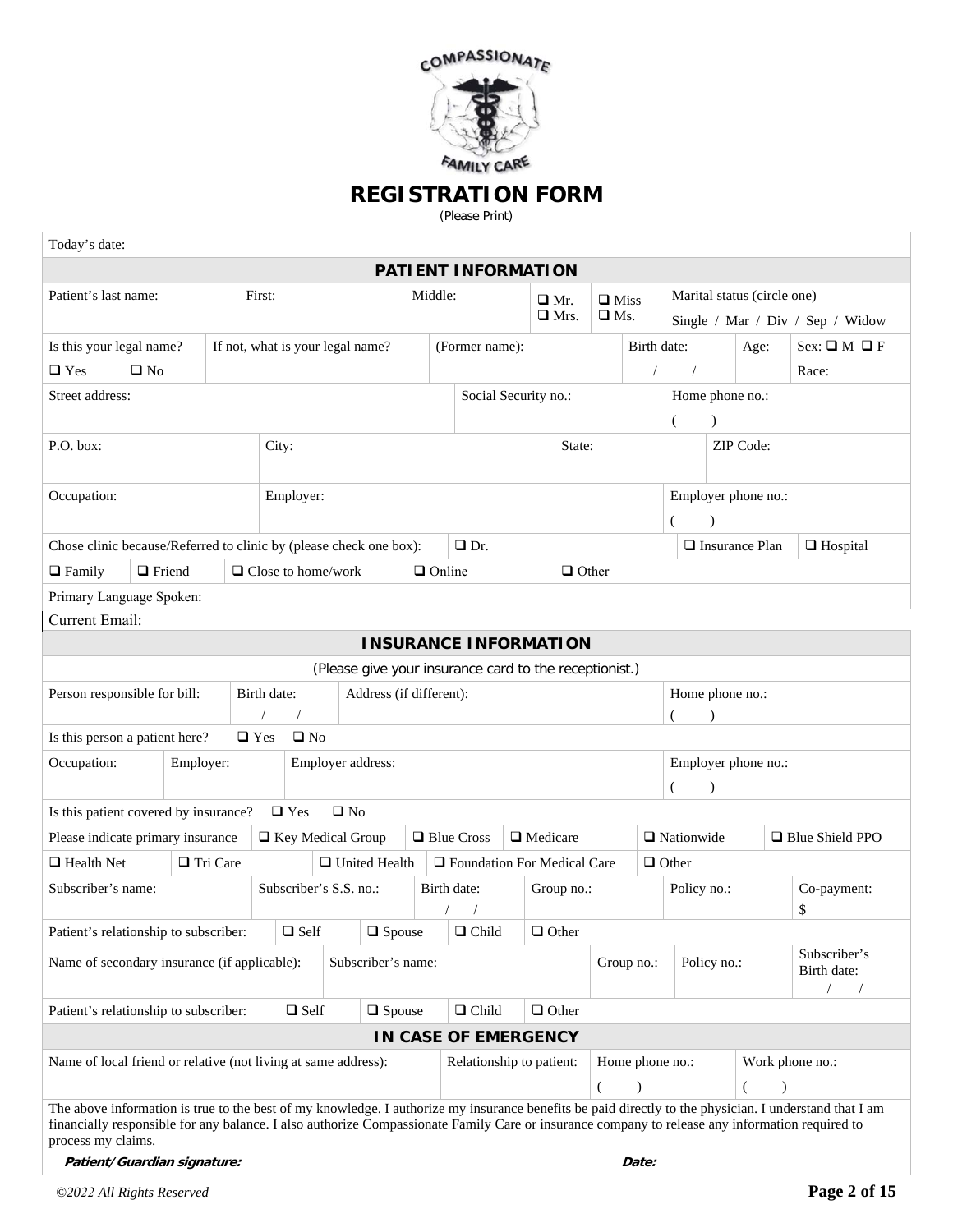COMPASSIONATE FAMILY CARE

# REGISTRATION FORM

(Please Print)

Today's date:

## PATIENT INFORMATION

| Patient's last name: | First: | Middle: | ❑ Mr. ❑ Mrs. | ❑ Miss ❑ Ms. | Marital status (circle one) Single / Mar / Div / Sep / Widow |
|---|---|---|---|---|---|

| Is this your legal name? ❑ Yes ❑ No | If not, what is your legal name? | (Former name): | Birth date: / / | Age: | Sex: ❑ M ❑ F Race: |
|---|---|---|---|---|---|

| Street address: | Social Security no.: | Home phone no.: ( ) |
|---|---|---|

| P.O. box: | City: | State: | ZIP Code: |
|---|---|---|---|

| Occupation: | Employer: | Employer phone no.: ( ) |
|---|---|---|

Chose clinic because/Referred to clinic by (please check one box): ❑ Dr. ❑ Insurance Plan ❑ Hospital

❑ Family ❑ Friend ❑ Close to home/work ❑ Online ❑ Other

Primary Language Spoken:

Current Email:

## INSURANCE INFORMATION

(Please give your insurance card to the receptionist.)

| Person responsible for bill: | Birth date: / / | Address (if different): | Home phone no.: ( ) |
|---|---|---|---|

Is this person a patient here? ❑ Yes ❑ No

| Occupation: | Employer: | Employer address: | Employer phone no.: ( ) |
|---|---|---|---|

Is this patient covered by insurance? ❑ Yes ❑ No

Please indicate primary insurance ❑ Key Medical Group ❑ Blue Cross ❑ Medicare ❑ Nationwide ❑ Blue Shield PPO

❑ Health Net ❑ Tri Care ❑ United Health ❑ Foundation For Medical Care ❑ Other

| Subscriber's name: | Subscriber's S.S. no.: | Birth date: / / | Group no.: | Policy no.: | Co-payment: $ |
|---|---|---|---|---|---|

Patient's relationship to subscriber: ❑ Self ❑ Spouse ❑ Child ❑ Other

| Name of secondary insurance (if applicable): | Subscriber's name: | Group no.: | Policy no.: | Subscriber's Birth date: / / |
|---|---|---|---|---|

Patient's relationship to subscriber: ❑ Self ❑ Spouse ❑ Child ❑ Other

## IN CASE OF EMERGENCY

| Name of local friend or relative (not living at same address): | Relationship to patient: | Home phone no.: ( ) | Work phone no.: ( ) |
|---|---|---|---|

The above information is true to the best of my knowledge. I authorize my insurance benefits be paid directly to the physician. I understand that I am financially responsible for any balance. I also authorize Compassionate Family Care or insurance company to release any information required to process my claims.

***Patient/Guardian signature:*** ***Date:***

*©2022 All Rights Reserved*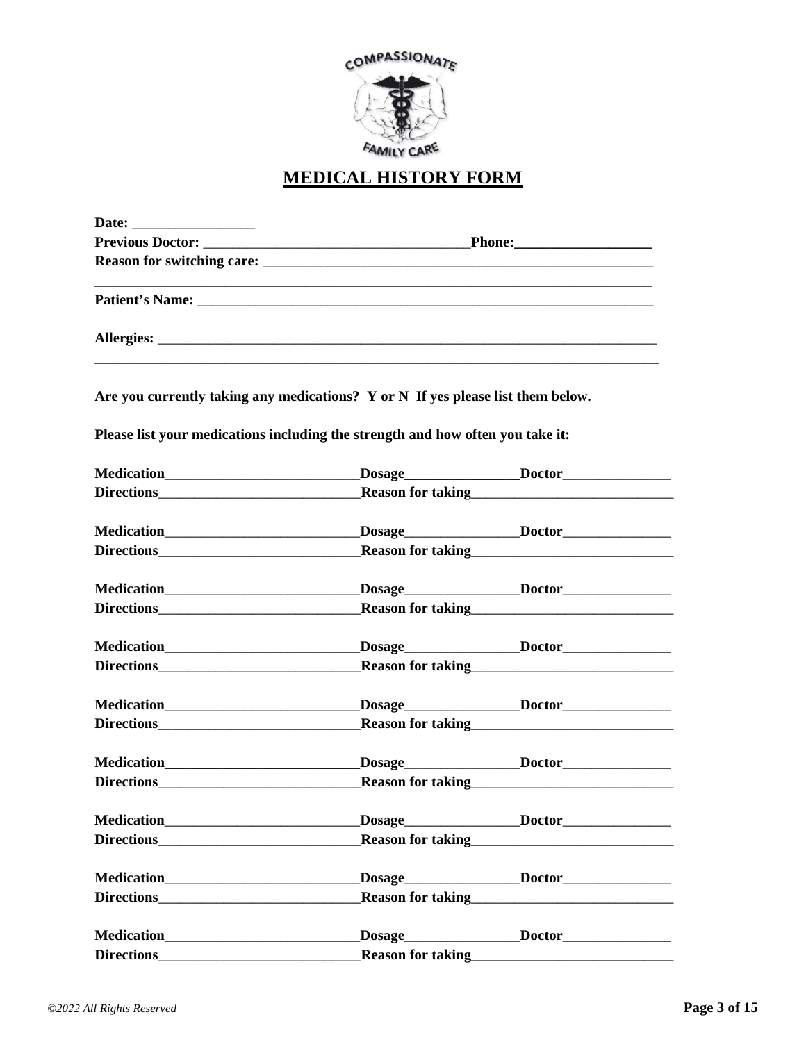COMPASSIONATE FAMILY CARE

# MEDICAL HISTORY FORM

**Date:** _________________

**Previous Doctor:** _____________________________________ **Phone:** ___________________

**Reason for switching care:** _______________________________________________________

_________________________________________________________________________________

**Patient's Name:** ______________________________________________________________

**Allergies:** ___________________________________________________________________

_________________________________________________________________________________

**Are you currently taking any medications? Y or N If yes please list them below.**

**Please list your medications including the strength and how often you take it:**

**Medication**___________________________ **Dosage**________________ **Doctor**_______________

**Directions**____________________________ **Reason for taking**____________________________

**Medication**___________________________ **Dosage**________________ **Doctor**_______________

**Directions**____________________________ **Reason for taking**____________________________

**Medication**___________________________ **Dosage**________________ **Doctor**_______________

**Directions**____________________________ **Reason for taking**____________________________

**Medication**___________________________ **Dosage**________________ **Doctor**_______________

**Directions**____________________________ **Reason for taking**____________________________

**Medication**___________________________ **Dosage**________________ **Doctor**_______________

**Directions**____________________________ **Reason for taking**____________________________

**Medication**___________________________ **Dosage**________________ **Doctor**_______________

**Directions**____________________________ **Reason for taking**____________________________

**Medication**___________________________ **Dosage**________________ **Doctor**_______________

**Directions**____________________________ **Reason for taking**____________________________

**Medication**___________________________ **Dosage**________________ **Doctor**_______________

**Directions**____________________________ **Reason for taking**____________________________

**Medication**___________________________ **Dosage**________________ **Doctor**_______________

**Directions**____________________________ **Reason for taking**____________________________

*©2022 All Rights Reserved*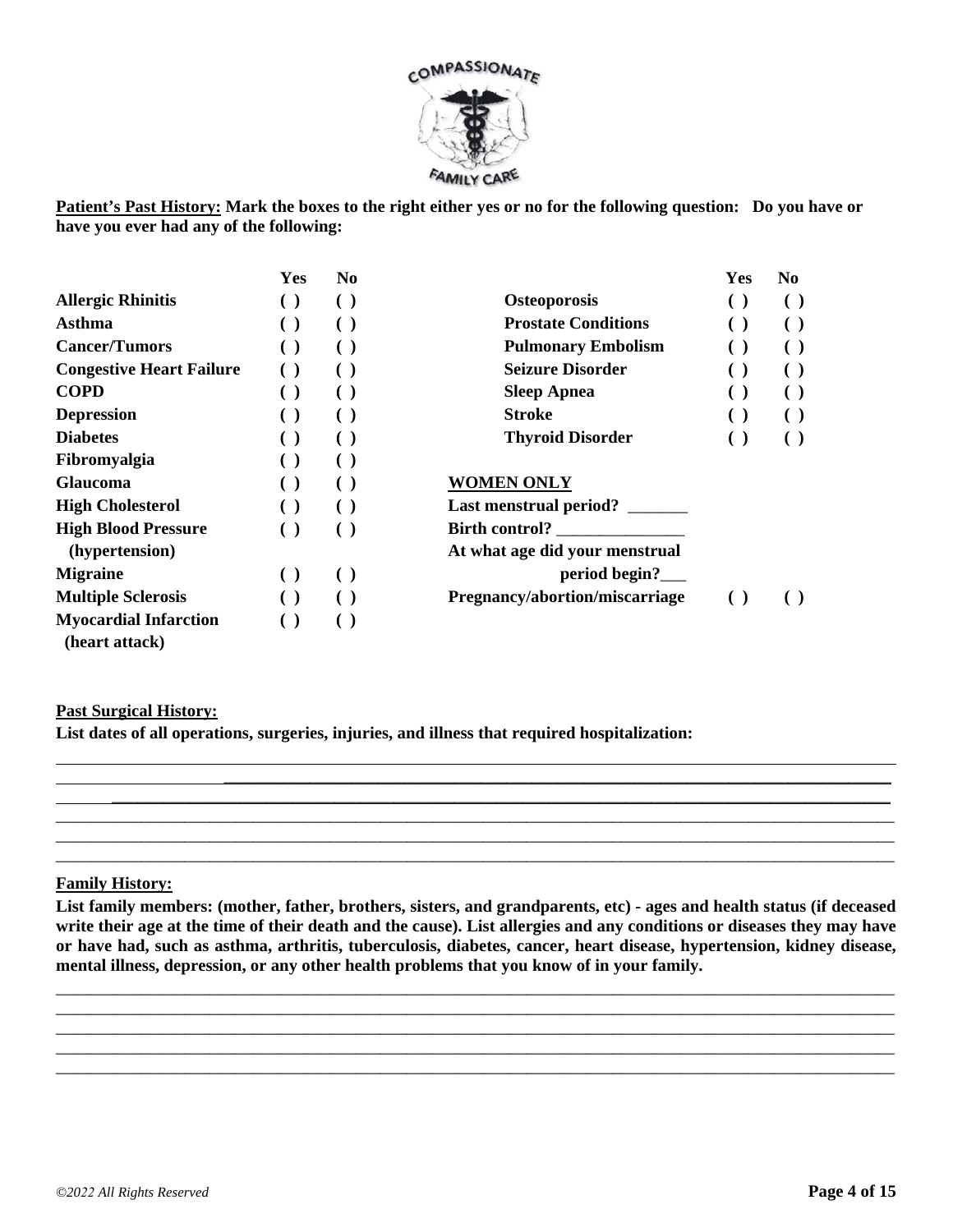**Patient's Past History:** **Mark the boxes to the right either yes or no for the following question: Do you have or have you ever had any of the following:**

| | Yes | No | | Yes | No |
|---|---|---|---|---|---|
| **Allergic Rhinitis** | ( ) | ( ) | **Osteoporosis** | ( ) | ( ) |
| **Asthma** | ( ) | ( ) | **Prostate Conditions** | ( ) | ( ) |
| **Cancer/Tumors** | ( ) | ( ) | **Pulmonary Embolism** | ( ) | ( ) |
| **Congestive Heart Failure** | ( ) | ( ) | **Seizure Disorder** | ( ) | ( ) |
| **COPD** | ( ) | ( ) | **Sleep Apnea** | ( ) | ( ) |
| **Depression** | ( ) | ( ) | **Stroke** | ( ) | ( ) |
| **Diabetes** | ( ) | ( ) | **Thyroid Disorder** | ( ) | ( ) |
| **Fibromyalgia** | ( ) | ( ) | | | |
| **Glaucoma** | ( ) | ( ) | **WOMEN ONLY** | | |
| **High Cholesterol** | ( ) | ( ) | **Last menstrual period?** _______ | | |
| **High Blood Pressure (hypertension)** | ( ) | ( ) | **Birth control?** _______________ | | |
| **Migraine** | ( ) | ( ) | **At what age did your menstrual period begin?**___ | | |
| **Multiple Sclerosis** | ( ) | ( ) | **Pregnancy/abortion/miscarriage** | ( ) | ( ) |
| **Myocardial Infarction (heart attack)** | ( ) | ( ) | | | |

**Past Surgical History:**

**List dates of all operations, surgeries, injuries, and illness that required hospitalization:**

_____________________________________________________________________________________________
_____________________________________________________________________________________________
_____________________________________________________________________________________________
_____________________________________________________________________________________________
_____________________________________________________________________________________________
_____________________________________________________________________________________________

**Family History:**

**List family members: (mother, father, brothers, sisters, and grandparents, etc) - ages and health status (if deceased write their age at the time of their death and the cause). List allergies and any conditions or diseases they may have or have had, such as asthma, arthritis, tuberculosis, diabetes, cancer, heart disease, hypertension, kidney disease, mental illness, depression, or any other health problems that you know of in your family.**

_____________________________________________________________________________________________
_____________________________________________________________________________________________
_____________________________________________________________________________________________
_____________________________________________________________________________________________
_____________________________________________________________________________________________

*©2022 All Rights Reserved*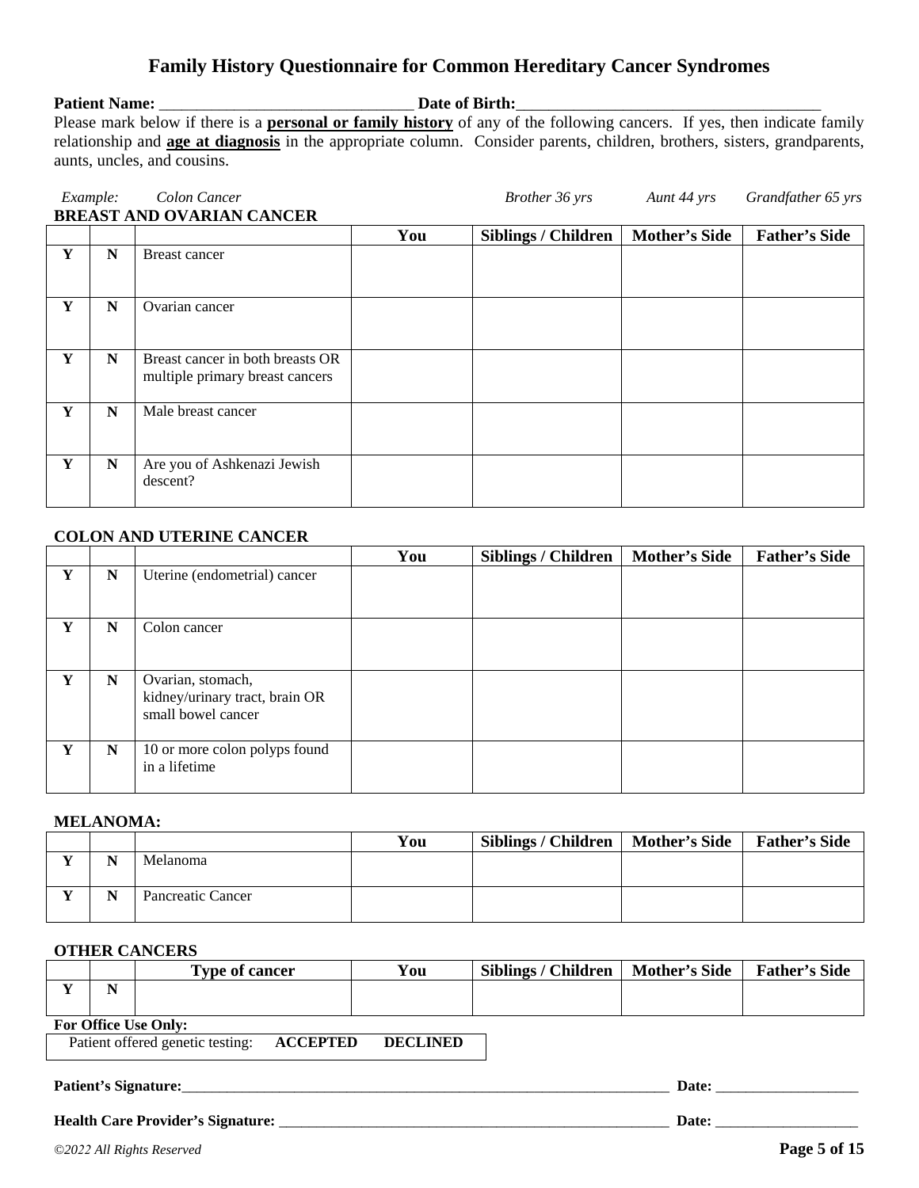# Family History Questionnaire for Common Hereditary Cancer Syndromes

**Patient Name:** _______________________________ **Date of Birth:**_____________________________________

Please mark below if there is a **personal or family history** of any of the following cancers. If yes, then indicate family relationship and **age at diagnosis** in the appropriate column. Consider parents, children, brothers, sisters, grandparents, aunts, uncles, and cousins.

*Example: Colon Cancer — Brother 36 yrs — Aunt 44 yrs — Grandfather 65 yrs*

**BREAST AND OVARIAN CANCER**

| | | | You | Siblings / Children | Mother's Side | Father's Side |
|---|---|---|---|---|---|---|
| **Y** | **N** | Breast cancer | | | | |
| **Y** | **N** | Ovarian cancer | | | | |
| **Y** | **N** | Breast cancer in both breasts OR multiple primary breast cancers | | | | |
| **Y** | **N** | Male breast cancer | | | | |
| **Y** | **N** | Are you of Ashkenazi Jewish descent? | | | | |

**COLON AND UTERINE CANCER**

| | | | You | Siblings / Children | Mother's Side | Father's Side |
|---|---|---|---|---|---|---|
| **Y** | **N** | Uterine (endometrial) cancer | | | | |
| **Y** | **N** | Colon cancer | | | | |
| **Y** | **N** | Ovarian, stomach, kidney/urinary tract, brain OR small bowel cancer | | | | |
| **Y** | **N** | 10 or more colon polyps found in a lifetime | | | | |

**MELANOMA:**

| | | | You | Siblings / Children | Mother's Side | Father's Side |
|---|---|---|---|---|---|---|
| **Y** | **N** | Melanoma | | | | |
| **Y** | **N** | Pancreatic Cancer | | | | |

**OTHER CANCERS**

| | | Type of cancer | You | Siblings / Children | Mother's Side | Father's Side |
|---|---|---|---|---|---|---|
| **Y** | **N** | | | | | |

**For Office Use Only:**

Patient offered genetic testing: **ACCEPTED** **DECLINED**

**Patient's Signature:**_____________________________________________________________________ **Date:** ___________________

**Health Care Provider's Signature:** _______________________________________________________ **Date:** ___________________

*©2022 All Rights Reserved*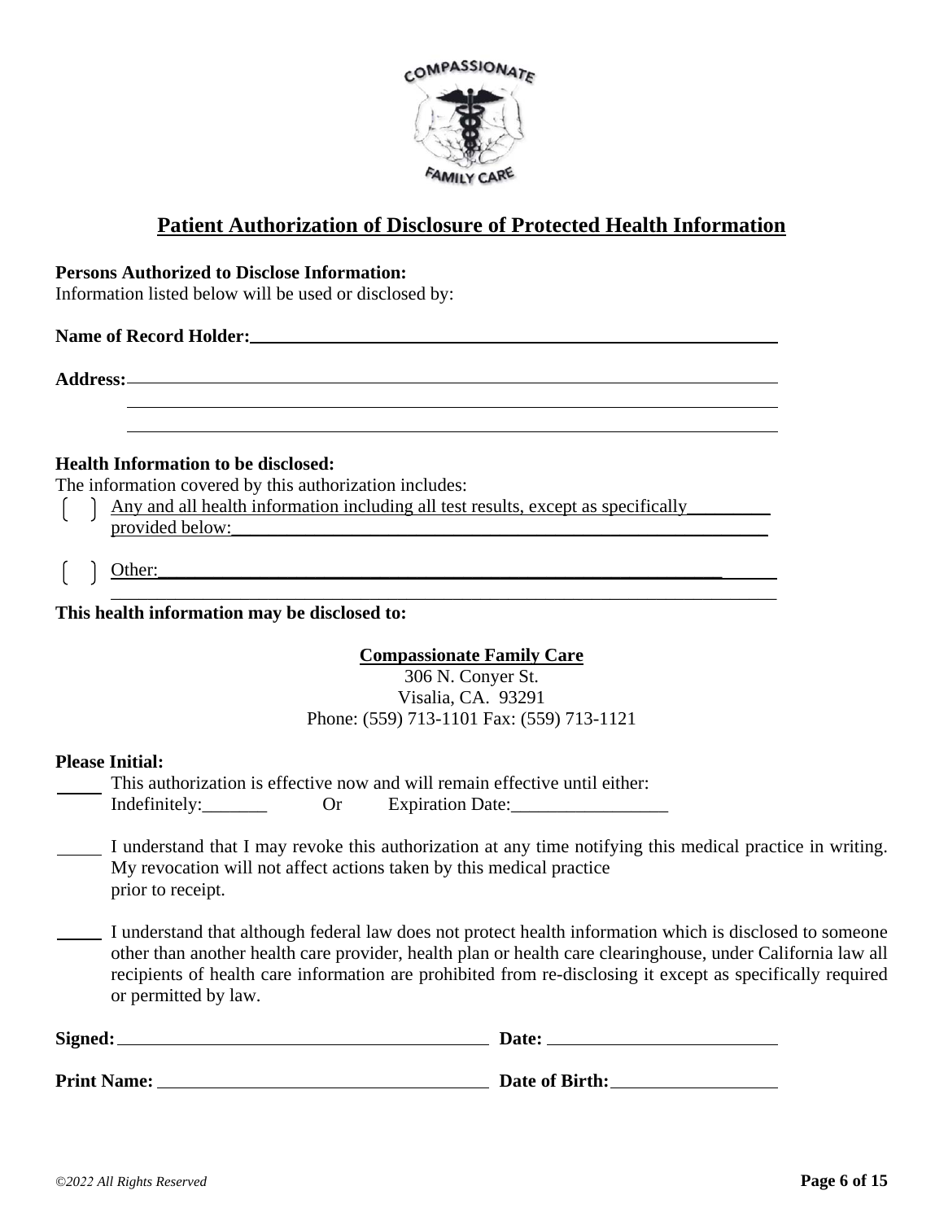# Patient Authorization of Disclosure of Protected Health Information

**Persons Authorized to Disclose Information:**
Information listed below will be used or disclosed by:

**Name of Record Holder:** ______________________________________________

**Address:** ______________________________________________
______________________________________________
______________________________________________

**Health Information to be disclosed:**
The information covered by this authorization includes:

[ ] Any and all health information including all test results, except as specifically _________ provided below: ______________________________________________

[ ] Other: ______________________________________________
______________________________________________

**This health information may be disclosed to:**

**Compassionate Family Care**
306 N. Conyer St.
Visalia, CA. 93291
Phone: (559) 713-1101 Fax: (559) 713-1121

**Please Initial:**

_____ This authorization is effective now and will remain effective until either:
Indefinitely:_______ Or Expiration Date:_________________

_____ I understand that I may revoke this authorization at any time notifying this medical practice in writing. My revocation will not affect actions taken by this medical practice prior to receipt.

_____ I understand that although federal law does not protect health information which is disclosed to someone other than another health care provider, health plan or health care clearinghouse, under California law all recipients of health care information are prohibited from re-disclosing it except as specifically required or permitted by law.

**Signed:** ______________________________ **Date:** ____________________

**Print Name:** ___________________________ **Date of Birth:** ______________

*©2022 All Rights Reserved*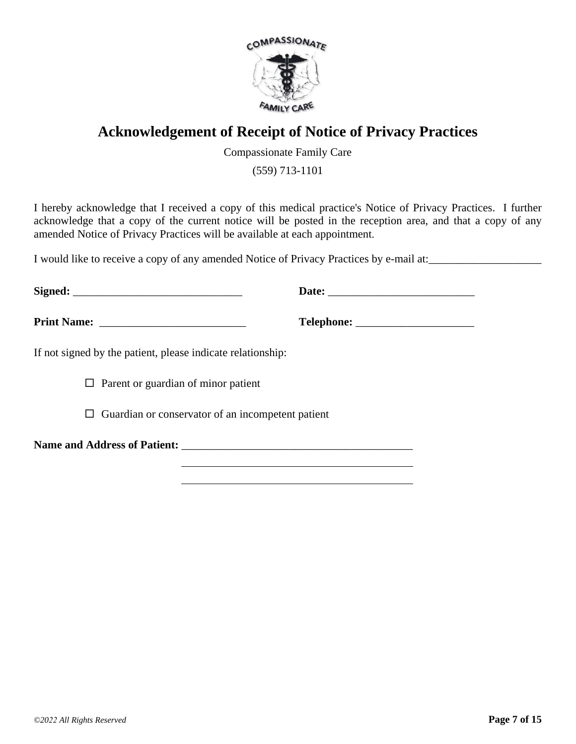# Acknowledgement of Receipt of Notice of Privacy Practices

Compassionate Family Care

(559) 713-1101

I hereby acknowledge that I received a copy of this medical practice's Notice of Privacy Practices. I further acknowledge that a copy of the current notice will be posted in the reception area, and that a copy of any amended Notice of Privacy Practices will be available at each appointment.

I would like to receive a copy of any amended Notice of Privacy Practices by e-mail at:____________________

**Signed:** ______________________________ **Date:** __________________________

**Print Name:** __________________________ **Telephone:** _____________________

If not signed by the patient, please indicate relationship:

☐ Parent or guardian of minor patient

☐ Guardian or conservator of an incompetent patient

**Name and Address of Patient:** __________________________________________

__________________________________________

__________________________________________

*©2022 All Rights Reserved*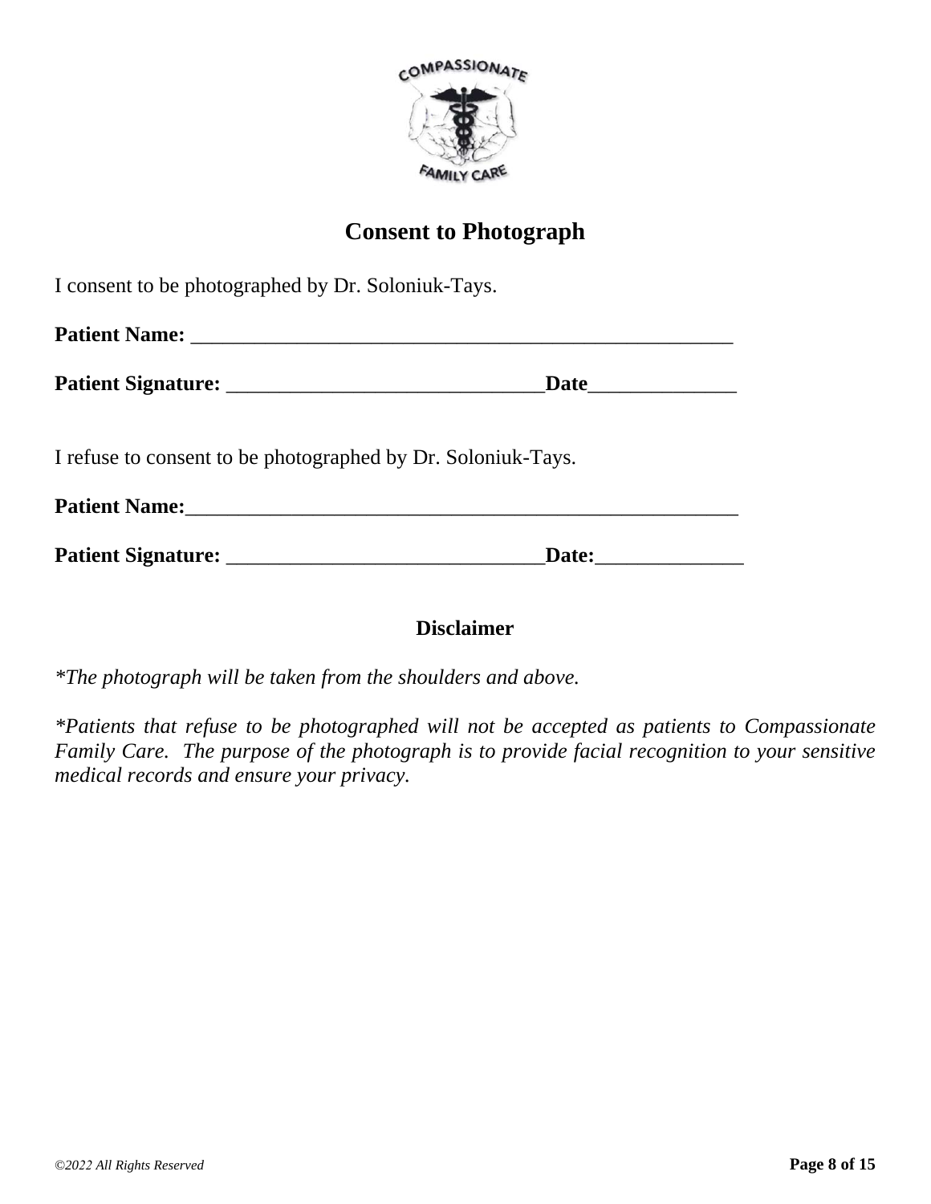# Consent to Photograph

I consent to be photographed by Dr. Soloniuk-Tays.

**Patient Name:** _____________________________________________________

**Patient Signature:** ______________________________**Date**______________

I refuse to consent to be photographed by Dr. Soloniuk-Tays.

**Patient Name:**_____________________________________________________

**Patient Signature:** ______________________________**Date:**______________

## Disclaimer

*\*The photograph will be taken from the shoulders and above.*

*\*Patients that refuse to be photographed will not be accepted as patients to Compassionate Family Care. The purpose of the photograph is to provide facial recognition to your sensitive medical records and ensure your privacy.*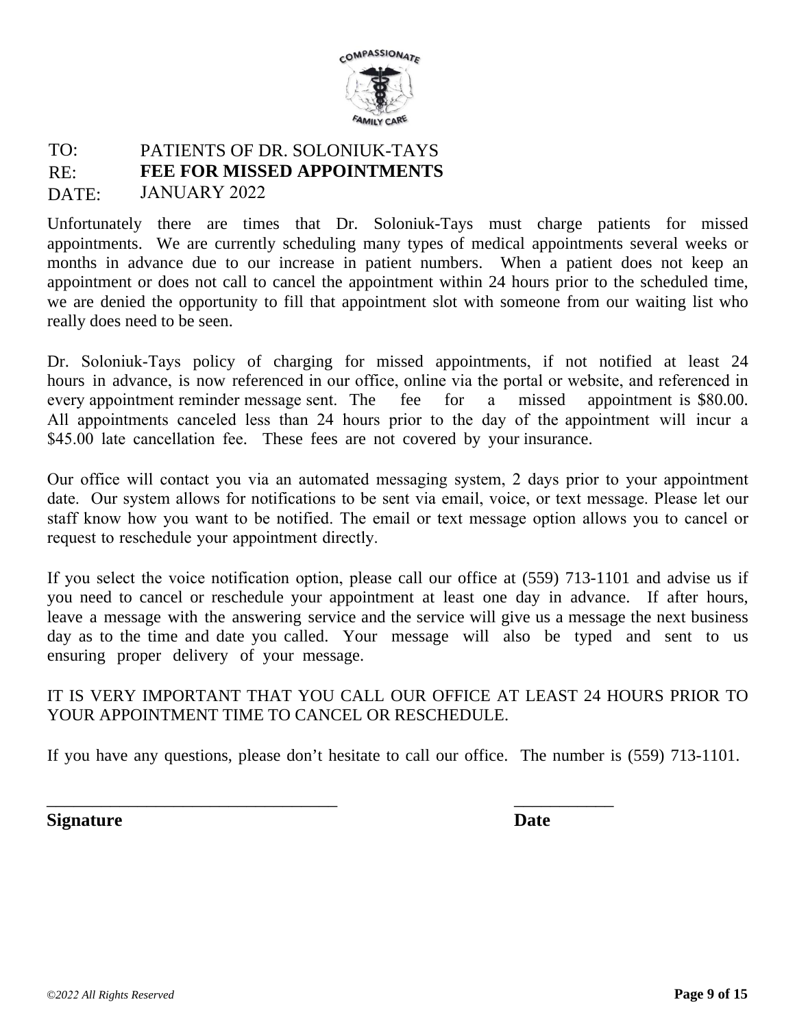TO: PATIENTS OF DR. SOLONIUK-TAYS
RE: **FEE FOR MISSED APPOINTMENTS**
DATE: JANUARY 2022

Unfortunately there are times that Dr. Soloniuk-Tays must charge patients for missed appointments. We are currently scheduling many types of medical appointments several weeks or months in advance due to our increase in patient numbers. When a patient does not keep an appointment or does not call to cancel the appointment within 24 hours prior to the scheduled time, we are denied the opportunity to fill that appointment slot with someone from our waiting list who really does need to be seen.

Dr. Soloniuk-Tays policy of charging for missed appointments, if not notified at least 24 hours in advance, is now referenced in our office, online via the portal or website, and referenced in every appointment reminder message sent. The fee for a missed appointment is $80.00. All appointments canceled less than 24 hours prior to the day of the appointment will incur a $45.00 late cancellation fee. These fees are not covered by your insurance.

Our office will contact you via an automated messaging system, 2 days prior to your appointment date. Our system allows for notifications to be sent via email, voice, or text message. Please let our staff know how you want to be notified. The email or text message option allows you to cancel or request to reschedule your appointment directly.

If you select the voice notification option, please call our office at (559) 713-1101 and advise us if you need to cancel or reschedule your appointment at least one day in advance. If after hours, leave a message with the answering service and the service will give us a message the next business day as to the time and date you called. Your message will also be typed and sent to us ensuring proper delivery of your message.

IT IS VERY IMPORTANT THAT YOU CALL OUR OFFICE AT LEAST 24 HOURS PRIOR TO YOUR APPOINTMENT TIME TO CANCEL OR RESCHEDULE.

If you have any questions, please don't hesitate to call our office. The number is (559) 713-1101.

\_\_\_\_\_\_\_\_\_\_\_\_\_\_\_\_\_\_\_\_\_\_\_\_\_\_\_\_\_\_\_\_\_\_ \_\_\_\_\_\_\_\_\_\_\_\_

**Signature** **Date**

*©2022 All Rights Reserved*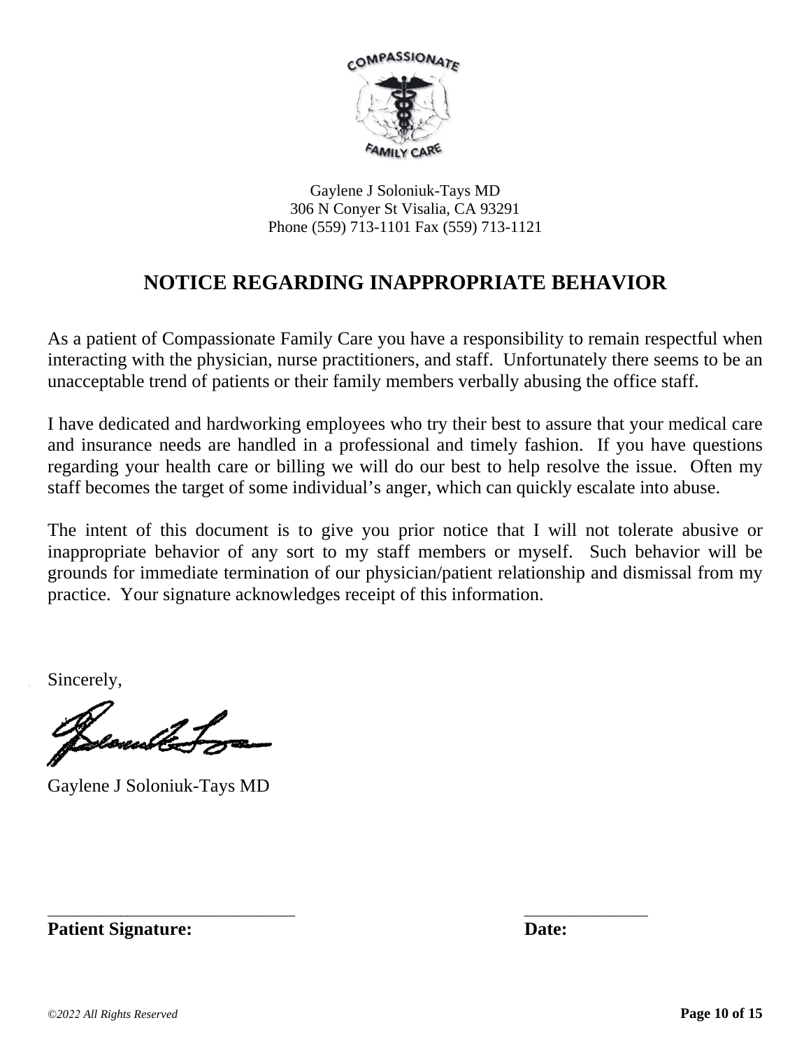Gaylene J Soloniuk-Tays MD
306 N Conyer St Visalia, CA 93291
Phone (559) 713-1101 Fax (559) 713-1121

# NOTICE REGARDING INAPPROPRIATE BEHAVIOR

As a patient of Compassionate Family Care you have a responsibility to remain respectful when interacting with the physician, nurse practitioners, and staff. Unfortunately there seems to be an unacceptable trend of patients or their family members verbally abusing the office staff.

I have dedicated and hardworking employees who try their best to assure that your medical care and insurance needs are handled in a professional and timely fashion. If you have questions regarding your health care or billing we will do our best to help resolve the issue. Often my staff becomes the target of some individual's anger, which can quickly escalate into abuse.

The intent of this document is to give you prior notice that I will not tolerate abusive or inappropriate behavior of any sort to my staff members or myself. Such behavior will be grounds for immediate termination of our physician/patient relationship and dismissal from my practice. Your signature acknowledges receipt of this information.

Sincerely,

Gaylene J Soloniuk-Tays MD

\_\_\_\_\_\_\_\_\_\_\_\_\_\_\_\_\_\_\_\_\_\_\_\_\_\_\_\_\_\_ \_\_\_\_\_\_\_\_\_\_\_\_\_\_\_

**Patient Signature:** **Date:**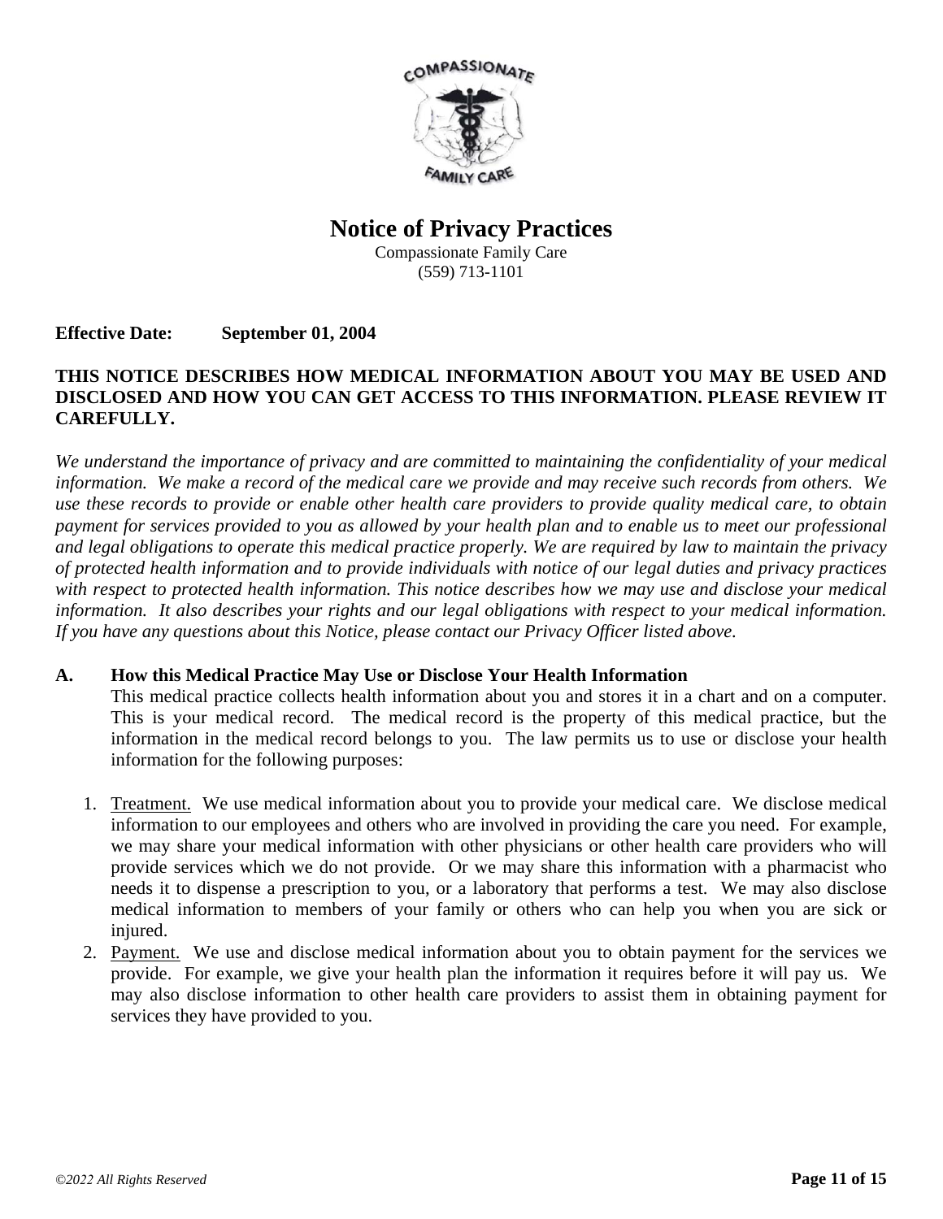# Notice of Privacy Practices

Compassionate Family Care
(559) 713-1101

**Effective Date: September 01, 2004**

**THIS NOTICE DESCRIBES HOW MEDICAL INFORMATION ABOUT YOU MAY BE USED AND DISCLOSED AND HOW YOU CAN GET ACCESS TO THIS INFORMATION. PLEASE REVIEW IT CAREFULLY.**

*We understand the importance of privacy and are committed to maintaining the confidentiality of your medical information. We make a record of the medical care we provide and may receive such records from others. We use these records to provide or enable other health care providers to provide quality medical care, to obtain payment for services provided to you as allowed by your health plan and to enable us to meet our professional and legal obligations to operate this medical practice properly. We are required by law to maintain the privacy of protected health information and to provide individuals with notice of our legal duties and privacy practices with respect to protected health information. This notice describes how we may use and disclose your medical information. It also describes your rights and our legal obligations with respect to your medical information. If you have any questions about this Notice, please contact our Privacy Officer listed above.*

## A. How this Medical Practice May Use or Disclose Your Health Information

This medical practice collects health information about you and stores it in a chart and on a computer. This is your medical record. The medical record is the property of this medical practice, but the information in the medical record belongs to you. The law permits us to use or disclose your health information for the following purposes:

1. Treatment. We use medical information about you to provide your medical care. We disclose medical information to our employees and others who are involved in providing the care you need. For example, we may share your medical information with other physicians or other health care providers who will provide services which we do not provide. Or we may share this information with a pharmacist who needs it to dispense a prescription to you, or a laboratory that performs a test. We may also disclose medical information to members of your family or others who can help you when you are sick or injured.
2. Payment. We use and disclose medical information about you to obtain payment for the services we provide. For example, we give your health plan the information it requires before it will pay us. We may also disclose information to other health care providers to assist them in obtaining payment for services they have provided to you.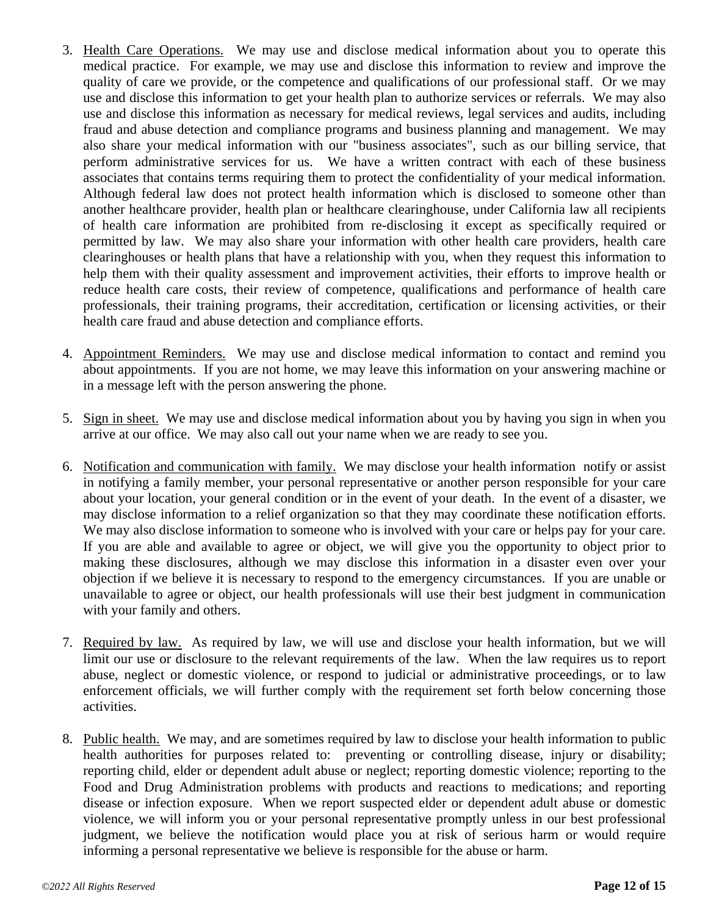3. Health Care Operations. We may use and disclose medical information about you to operate this medical practice. For example, we may use and disclose this information to review and improve the quality of care we provide, or the competence and qualifications of our professional staff. Or we may use and disclose this information to get your health plan to authorize services or referrals. We may also use and disclose this information as necessary for medical reviews, legal services and audits, including fraud and abuse detection and compliance programs and business planning and management. We may also share your medical information with our "business associates", such as our billing service, that perform administrative services for us. We have a written contract with each of these business associates that contains terms requiring them to protect the confidentiality of your medical information. Although federal law does not protect health information which is disclosed to someone other than another healthcare provider, health plan or healthcare clearinghouse, under California law all recipients of health care information are prohibited from re-disclosing it except as specifically required or permitted by law. We may also share your information with other health care providers, health care clearinghouses or health plans that have a relationship with you, when they request this information to help them with their quality assessment and improvement activities, their efforts to improve health or reduce health care costs, their review of competence, qualifications and performance of health care professionals, their training programs, their accreditation, certification or licensing activities, or their health care fraud and abuse detection and compliance efforts.

4. Appointment Reminders. We may use and disclose medical information to contact and remind you about appointments. If you are not home, we may leave this information on your answering machine or in a message left with the person answering the phone.

5. Sign in sheet. We may use and disclose medical information about you by having you sign in when you arrive at our office. We may also call out your name when we are ready to see you.

6. Notification and communication with family. We may disclose your health information notify or assist in notifying a family member, your personal representative or another person responsible for your care about your location, your general condition or in the event of your death. In the event of a disaster, we may disclose information to a relief organization so that they may coordinate these notification efforts. We may also disclose information to someone who is involved with your care or helps pay for your care. If you are able and available to agree or object, we will give you the opportunity to object prior to making these disclosures, although we may disclose this information in a disaster even over your objection if we believe it is necessary to respond to the emergency circumstances. If you are unable or unavailable to agree or object, our health professionals will use their best judgment in communication with your family and others.

7. Required by law. As required by law, we will use and disclose your health information, but we will limit our use or disclosure to the relevant requirements of the law. When the law requires us to report abuse, neglect or domestic violence, or respond to judicial or administrative proceedings, or to law enforcement officials, we will further comply with the requirement set forth below concerning those activities.

8. Public health. We may, and are sometimes required by law to disclose your health information to public health authorities for purposes related to: preventing or controlling disease, injury or disability; reporting child, elder or dependent adult abuse or neglect; reporting domestic violence; reporting to the Food and Drug Administration problems with products and reactions to medications; and reporting disease or infection exposure. When we report suspected elder or dependent adult abuse or domestic violence, we will inform you or your personal representative promptly unless in our best professional judgment, we believe the notification would place you at risk of serious harm or would require informing a personal representative we believe is responsible for the abuse or harm.

*©2022 All Rights Reserved*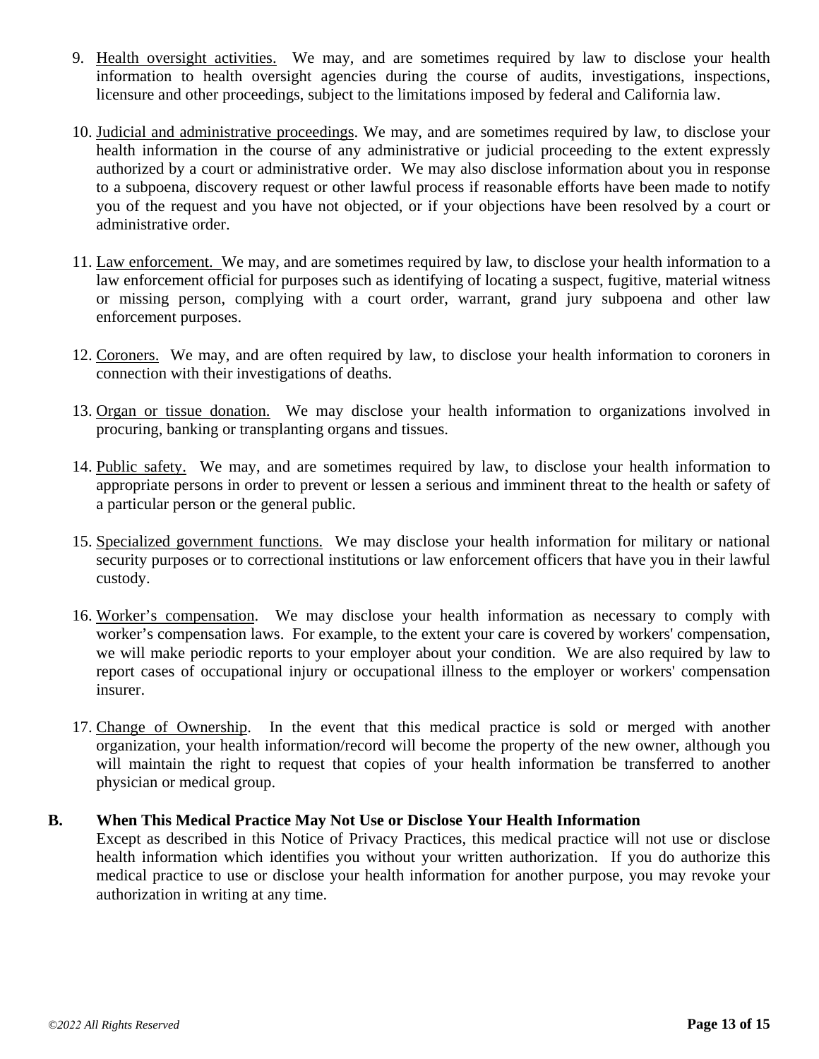9. Health oversight activities. We may, and are sometimes required by law to disclose your health information to health oversight agencies during the course of audits, investigations, inspections, licensure and other proceedings, subject to the limitations imposed by federal and California law.

10. Judicial and administrative proceedings. We may, and are sometimes required by law, to disclose your health information in the course of any administrative or judicial proceeding to the extent expressly authorized by a court or administrative order. We may also disclose information about you in response to a subpoena, discovery request or other lawful process if reasonable efforts have been made to notify you of the request and you have not objected, or if your objections have been resolved by a court or administrative order.

11. Law enforcement. We may, and are sometimes required by law, to disclose your health information to a law enforcement official for purposes such as identifying of locating a suspect, fugitive, material witness or missing person, complying with a court order, warrant, grand jury subpoena and other law enforcement purposes.

12. Coroners. We may, and are often required by law, to disclose your health information to coroners in connection with their investigations of deaths.

13. Organ or tissue donation. We may disclose your health information to organizations involved in procuring, banking or transplanting organs and tissues.

14. Public safety. We may, and are sometimes required by law, to disclose your health information to appropriate persons in order to prevent or lessen a serious and imminent threat to the health or safety of a particular person or the general public.

15. Specialized government functions. We may disclose your health information for military or national security purposes or to correctional institutions or law enforcement officers that have you in their lawful custody.

16. Worker's compensation. We may disclose your health information as necessary to comply with worker's compensation laws. For example, to the extent your care is covered by workers' compensation, we will make periodic reports to your employer about your condition. We are also required by law to report cases of occupational injury or occupational illness to the employer or workers' compensation insurer.

17. Change of Ownership. In the event that this medical practice is sold or merged with another organization, your health information/record will become the property of the new owner, although you will maintain the right to request that copies of your health information be transferred to another physician or medical group.

## B. When This Medical Practice May Not Use or Disclose Your Health Information

Except as described in this Notice of Privacy Practices, this medical practice will not use or disclose health information which identifies you without your written authorization. If you do authorize this medical practice to use or disclose your health information for another purpose, you may revoke your authorization in writing at any time.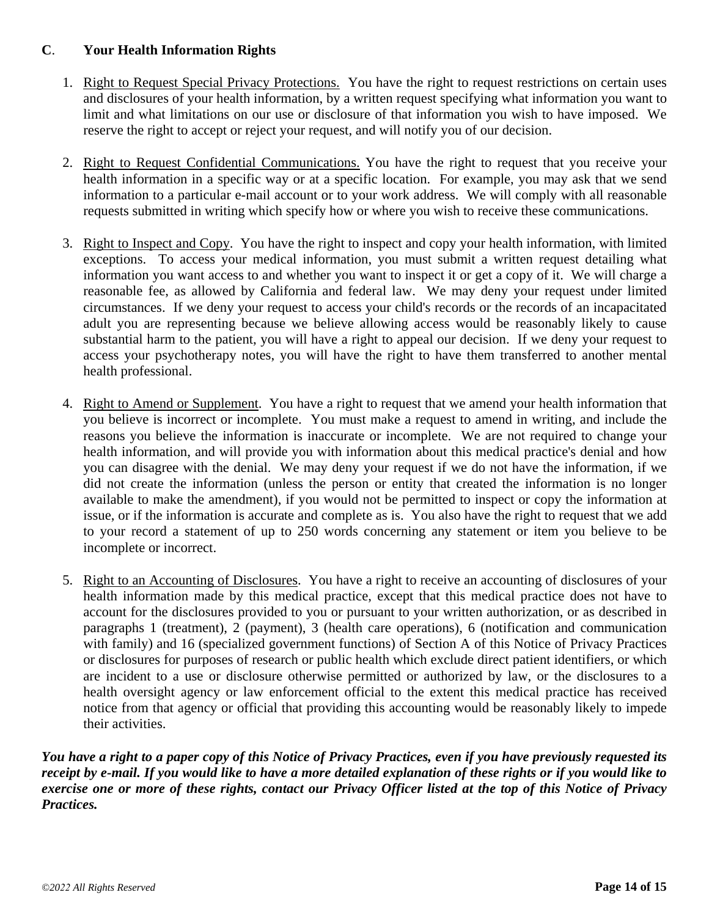## C. Your Health Information Rights

1. Right to Request Special Privacy Protections. You have the right to request restrictions on certain uses and disclosures of your health information, by a written request specifying what information you want to limit and what limitations on our use or disclosure of that information you wish to have imposed. We reserve the right to accept or reject your request, and will notify you of our decision.

2. Right to Request Confidential Communications. You have the right to request that you receive your health information in a specific way or at a specific location. For example, you may ask that we send information to a particular e-mail account or to your work address. We will comply with all reasonable requests submitted in writing which specify how or where you wish to receive these communications.

3. Right to Inspect and Copy. You have the right to inspect and copy your health information, with limited exceptions. To access your medical information, you must submit a written request detailing what information you want access to and whether you want to inspect it or get a copy of it. We will charge a reasonable fee, as allowed by California and federal law. We may deny your request under limited circumstances. If we deny your request to access your child's records or the records of an incapacitated adult you are representing because we believe allowing access would be reasonably likely to cause substantial harm to the patient, you will have a right to appeal our decision. If we deny your request to access your psychotherapy notes, you will have the right to have them transferred to another mental health professional.

4. Right to Amend or Supplement. You have a right to request that we amend your health information that you believe is incorrect or incomplete. You must make a request to amend in writing, and include the reasons you believe the information is inaccurate or incomplete. We are not required to change your health information, and will provide you with information about this medical practice's denial and how you can disagree with the denial. We may deny your request if we do not have the information, if we did not create the information (unless the person or entity that created the information is no longer available to make the amendment), if you would not be permitted to inspect or copy the information at issue, or if the information is accurate and complete as is. You also have the right to request that we add to your record a statement of up to 250 words concerning any statement or item you believe to be incomplete or incorrect.

5. Right to an Accounting of Disclosures. You have a right to receive an accounting of disclosures of your health information made by this medical practice, except that this medical practice does not have to account for the disclosures provided to you or pursuant to your written authorization, or as described in paragraphs 1 (treatment), 2 (payment), 3 (health care operations), 6 (notification and communication with family) and 16 (specialized government functions) of Section A of this Notice of Privacy Practices or disclosures for purposes of research or public health which exclude direct patient identifiers, or which are incident to a use or disclosure otherwise permitted or authorized by law, or the disclosures to a health oversight agency or law enforcement official to the extent this medical practice has received notice from that agency or official that providing this accounting would be reasonably likely to impede their activities.

***You have a right to a paper copy of this Notice of Privacy Practices, even if you have previously requested its receipt by e-mail. If you would like to have a more detailed explanation of these rights or if you would like to exercise one or more of these rights, contact our Privacy Officer listed at the top of this Notice of Privacy Practices.***

*©2022 All Rights Reserved*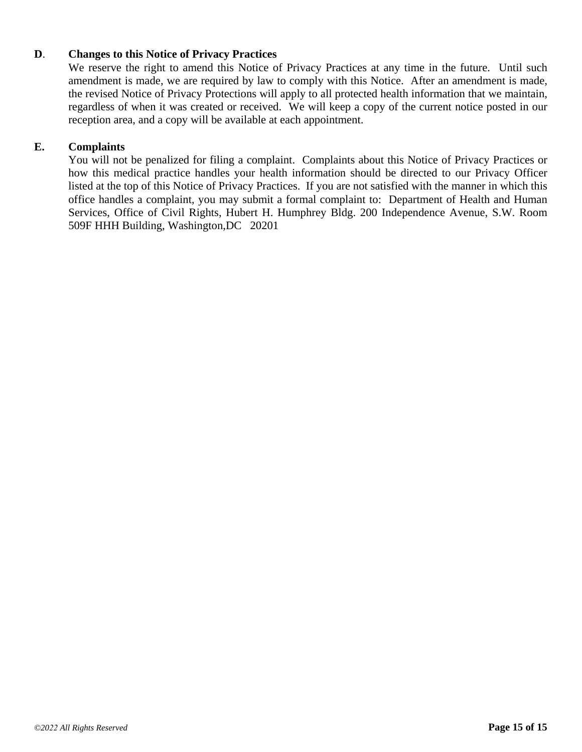**D**. **Changes to this Notice of Privacy Practices**

We reserve the right to amend this Notice of Privacy Practices at any time in the future. Until such amendment is made, we are required by law to comply with this Notice. After an amendment is made, the revised Notice of Privacy Protections will apply to all protected health information that we maintain, regardless of when it was created or received. We will keep a copy of the current notice posted in our reception area, and a copy will be available at each appointment.

**E.** **Complaints**

You will not be penalized for filing a complaint. Complaints about this Notice of Privacy Practices or how this medical practice handles your health information should be directed to our Privacy Officer listed at the top of this Notice of Privacy Practices. If you are not satisfied with the manner in which this office handles a complaint, you may submit a formal complaint to: Department of Health and Human Services, Office of Civil Rights, Hubert H. Humphrey Bldg. 200 Independence Avenue, S.W. Room 509F HHH Building, Washington,DC 20201

*©2022 All Rights Reserved*